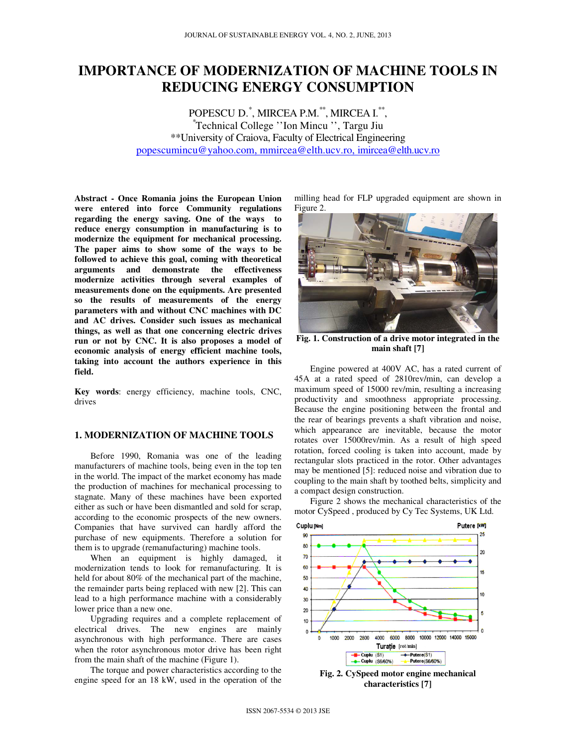# IMPORTANCE OF MODERNIZATION OF MACHINE TOOLS IN REDUCING ENERGY CONSUMPTION

POPESCU D.[*], MIRCEA P.M.[**], MIRCEA I.[**],
[*]Technical College ''Ion Mincu '', Targu Jiu
**University of Craiova, Faculty of Electrical Engineering
popescumincu@yahoo.com, mmircea@elth.ucv.ro, imircea@elth.ucv.ro

**Abstract - Once Romania joins the European Union were entered into force Community regulations regarding the energy saving. One of the ways to reduce energy consumption in manufacturing is to modernize the equipment for mechanical processing. The paper aims to show some of the ways to be followed to achieve this goal, coming with theoretical arguments and demonstrate the effectiveness modernize activities through several examples of measurements done on the equipments. Are presented so the results of measurements of the energy parameters with and without CNC machines with DC and AC drives. Consider such issues as mechanical things, as well as that one concerning electric drives run or not by CNC. It is also proposes a model of economic analysis of energy efficient machine tools, taking into account the authors experience in this field.**

**Key words**: energy efficiency, machine tools, CNC, drives

## 1. MODERNIZATION OF MACHINE TOOLS

Before 1990, Romania was one of the leading manufacturers of machine tools, being even in the top ten in the world. The impact of the market economy has made the production of machines for mechanical processing to stagnate. Many of these machines have been exported either as such or have been dismantled and sold for scrap, according to the economic prospects of the new owners. Companies that have survived can hardly afford the purchase of new equipments. Therefore a solution for them is to upgrade (remanufacturing) machine tools.

When an equipment is highly damaged, it modernization tends to look for remanufacturing. It is held for about 80% of the mechanical part of the machine, the remainder parts being replaced with new [2]. This can lead to a high performance machine with a considerably lower price than a new one.

Upgrading requires and a complete replacement of electrical drives. The new engines are mainly asynchronous with high performance. There are cases when the rotor asynchronous motor drive has been right from the main shaft of the machine (Figure 1).

The torque and power characteristics according to the engine speed for an 18 kW, used in the operation of the milling head for FLP upgraded equipment are shown in Figure 2.

**Fig. 1. Construction of a drive motor integrated in the main shaft [7]**

Engine powered at 400V AC, has a rated current of 45A at a rated speed of 2810rev/min, can develop a maximum speed of 15000 rev/min, resulting a increasing productivity and smoothness appropriate processing. Because the engine positioning between the frontal and the rear of bearings prevents a shaft vibration and noise, which appearance are inevitable, because the motor rotates over 15000rev/min. As a result of high speed rotation, forced cooling is taken into account, made by rectangular slots practiced in the rotor. Other advantages may be mentioned [5]: reduced noise and vibration due to coupling to the main shaft by toothed belts, simplicity and a compact design construction.

Figure 2 shows the mechanical characteristics of the motor CySpeed , produced by Cy Tec Systems, UK Ltd.

**Fig. 2. CySpeed motor engine mechanical characteristics [7]**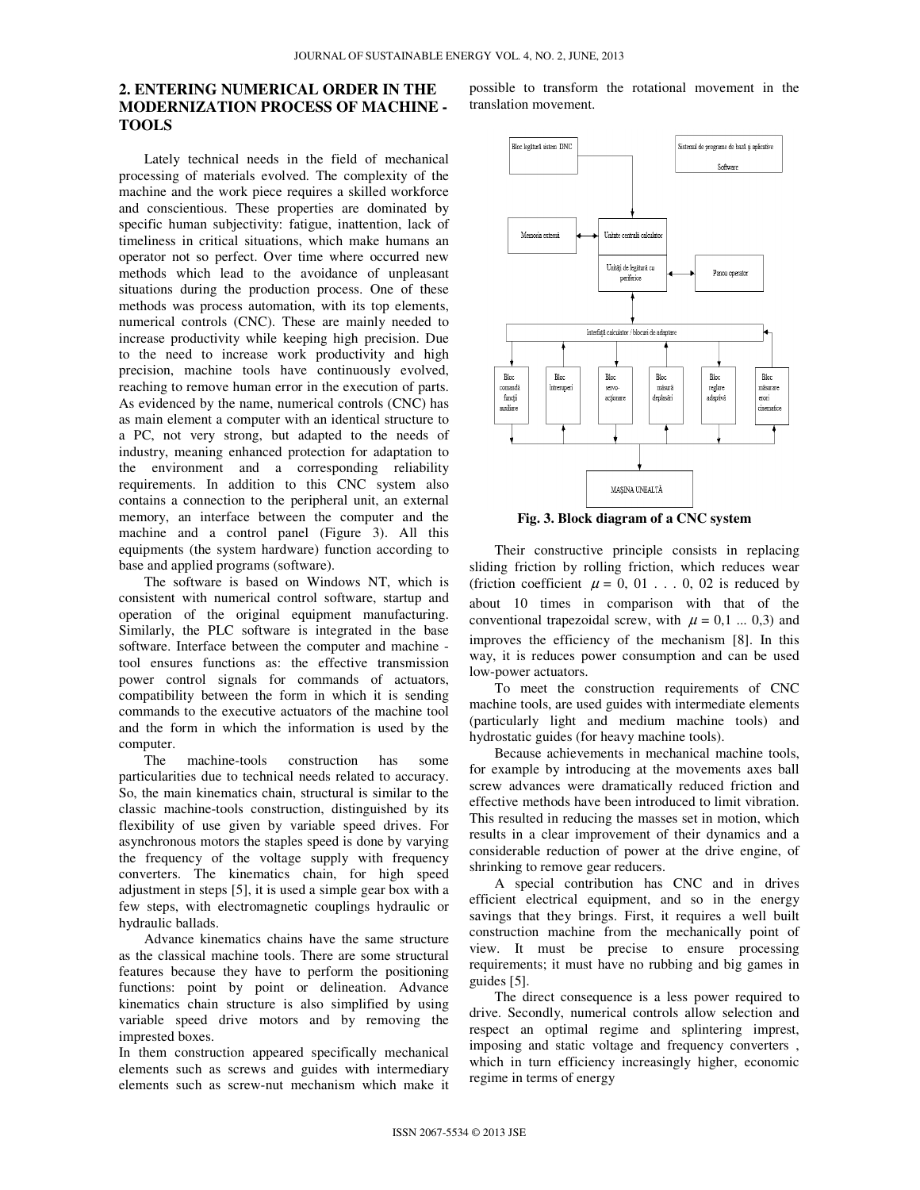## 2. ENTERING NUMERICAL ORDER IN THE MODERNIZATION PROCESS OF MACHINE - TOOLS

Lately technical needs in the field of mechanical processing of materials evolved. The complexity of the machine and the work piece requires a skilled workforce and conscientious. These properties are dominated by specific human subjectivity: fatigue, inattention, lack of timeliness in critical situations, which make humans an operator not so perfect. Over time where occurred new methods which lead to the avoidance of unpleasant situations during the production process. One of these methods was process automation, with its top elements, numerical controls (CNC). These are mainly needed to increase productivity while keeping high precision. Due to the need to increase work productivity and high precision, machine tools have continuously evolved, reaching to remove human error in the execution of parts. As evidenced by the name, numerical controls (CNC) has as main element a computer with an identical structure to a PC, not very strong, but adapted to the needs of industry, meaning enhanced protection for adaptation to the environment and a corresponding reliability requirements. In addition to this CNC system also contains a connection to the peripheral unit, an external memory, an interface between the computer and the machine and a control panel (Figure 3). All this equipments (the system hardware) function according to base and applied programs (software).

The software is based on Windows NT, which is consistent with numerical control software, startup and operation of the original equipment manufacturing. Similarly, the PLC software is integrated in the base software. Interface between the computer and machine - tool ensures functions as: the effective transmission power control signals for commands of actuators, compatibility between the form in which it is sending commands to the executive actuators of the machine tool and the form in which the information is used by the computer.

The machine-tools construction has some particularities due to technical needs related to accuracy. So, the main kinematics chain, structural is similar to the classic machine-tools construction, distinguished by its flexibility of use given by variable speed drives. For asynchronous motors the staples speed is done by varying the frequency of the voltage supply with frequency converters. The kinematics chain, for high speed adjustment in steps [5], it is used a simple gear box with a few steps, with electromagnetic couplings hydraulic or hydraulic ballads.

Advance kinematics chains have the same structure as the classical machine tools. There are some structural features because they have to perform the positioning functions: point by point or delineation. Advance kinematics chain structure is also simplified by using variable speed drive motors and by removing the impressed boxes.

In them construction appeared specifically mechanical elements such as screws and guides with intermediary elements such as screw-nut mechanism which make it possible to transform the rotational movement in the translation movement.

Bloc legătură sistem DNC | Sistemul de programe de bază și aplicative Software | Memoria externă | Unitate centrală calculator | Unități de legătură cu periferice | Panou operator | Interfață calculator / blocuri de adaptare | Bloc comandă funcții auxiliare | Bloc întreruperi | Bloc servo-acționare | Bloc măsură deplasări | Bloc reglare adaptivă | Bloc măsurare erori cinematice | MAȘINA UNEALTĂ

**Fig. 3. Block diagram of a CNC system**

Their constructive principle consists in replacing sliding friction by rolling friction, which reduces wear (friction coefficient $\mu = 0,01 \ldots 0,02$ is reduced by about 10 times in comparison with that of the conventional trapezoidal screw, with $\mu = 0,1 \ldots 0,3$) and improves the efficiency of the mechanism [8]. In this way, it is reduces power consumption and can be used low-power actuators.

To meet the construction requirements of CNC machine tools, are used guides with intermediate elements (particularly light and medium machine tools) and hydrostatic guides (for heavy machine tools).

Because achievements in mechanical machine tools, for example by introducing at the movements axes ball screw advances were dramatically reduced friction and effective methods have been introduced to limit vibration. This resulted in reducing the masses set in motion, which results in a clear improvement of their dynamics and a considerable reduction of power at the drive engine, of shrinking to remove gear reducers.

A special contribution has CNC and in drives efficient electrical equipment, and so in the energy savings that they brings. First, it requires a well built construction machine from the mechanically point of view. It must be precise to ensure processing requirements; it must have no rubbing and big games in guides [5].

The direct consequence is a less power required to drive. Secondly, numerical controls allow selection and respect an optimal regime and splintering imprest, imposing and static voltage and frequency converters , which in turn efficiency increasingly higher, economic regime in terms of energy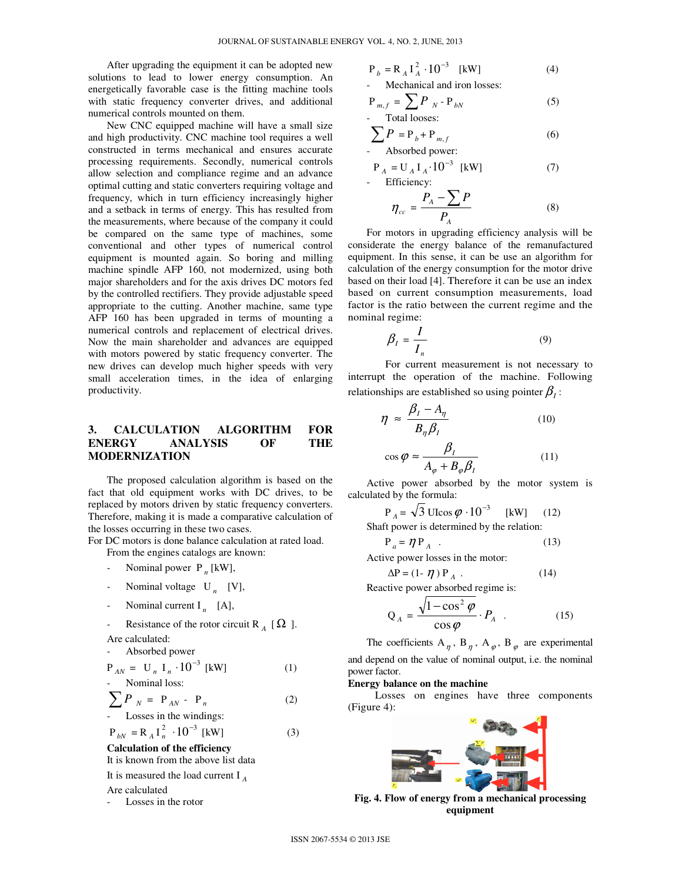After upgrading the equipment it can be adopted new solutions to lead to lower energy consumption. An energetically favorable case is the fitting machine tools with static frequency converter drives, and additional numerical controls mounted on them.

New CNC equipped machine will have a small size and high productivity. CNC machine tool requires a well constructed in terms mechanical and ensures accurate processing requirements. Secondly, numerical controls allow selection and compliance regime and an advance optimal cutting and static converters requiring voltage and frequency, which in turn efficiency increasingly higher and a setback in terms of energy. This has resulted from the measurements, where because of the company it could be compared on the same type of machines, some conventional and other types of numerical control equipment is mounted again. So boring and milling machine spindle AFP 160, not modernized, using both major shareholders and for the axis drives DC motors fed by the controlled rectifiers. They provide adjustable speed appropriate to the cutting. Another machine, same type AFP 160 has been upgraded in terms of mounting a numerical controls and replacement of electrical drives. Now the main shareholder and advances are equipped with motors powered by static frequency converter. The new drives can develop much higher speeds with very small acceleration times, in the idea of enlarging productivity.

## 3. CALCULATION ALGORITHM FOR ENERGY ANALYSIS OF THE MODERNIZATION

The proposed calculation algorithm is based on the fact that old equipment works with DC drives, to be replaced by motors driven by static frequency converters. Therefore, making it is made a comparative calculation of the losses occurring in these two cases.

For DC motors is done balance calculation at rated load.

From the engines catalogs are known:

- Nominal power $P_n$ [kW],
- Nominal voltage $U_n$ [V],
- Nominal current $I_n$ [A],
- Resistance of the rotor circuit $R_A$ [$\Omega$].

Are calculated:

- Absorbed power

$$P_{AN} = U_n I_n \cdot 10^{-3} \text{ [kW]} \tag{1}$$

- Nominal loss:

$$\sum P_N = P_{AN} - P_n \tag{2}$$

- Losses in the windings:

$$P_{bN} = R_A I_n^2 \cdot 10^{-3} \text{ [kW]} \tag{3}$$

**Calculation of the efficiency**

It is known from the above list data

It is measured the load current $I_A$

Are calculated

- Losses in the rotor

$$P_b = R_A I_A^2 \cdot 10^{-3} \text{ [kW]} \tag{4}$$

- Mechanical and iron losses:

$$P_{m,f} = \sum P_N - P_{bN} \tag{5}$$

- Total looses:

$$\sum P = P_b + P_{m,f} \tag{6}$$

- Absorbed power:

$$P_A = U_A I_A \cdot 10^{-3} \text{ [kW]} \tag{7}$$

- Efficiency:

$$\eta_{cc} = \frac{P_A - \sum P}{P_A} \tag{8}$$

For motors in upgrading efficiency analysis will be considerate the energy balance of the remanufactured equipment. In this sense, it can be use an algorithm for calculation of the energy consumption for the motor drive based on their load [4]. Therefore it can be use an index based on current consumption measurements, load factor is the ratio between the current regime and the nominal regime:

$$\beta_I = \frac{I}{I_n} \tag{9}$$

For current measurement is not necessary to interrupt the operation of the machine. Following relationships are established so using pointer $\beta_I$:

$$\eta \approx \frac{\beta_I - A_\eta}{B_\eta \beta_I} \tag{10}$$

$$\cos\varphi \approx \frac{\beta_I}{A_\varphi + B_\varphi \beta_I} \tag{11}$$

Active power absorbed by the motor system is calculated by the formula:

$$P_A = \sqrt{3}\, UI\cos\varphi \cdot 10^{-3} \text{ [kW]} \tag{12}$$

Shaft power is determined by the relation:

$$P_a = \eta P_A \ . \tag{13}$$

Active power losses in the motor:

$$\Delta P = (1-\eta) P_A \ . \tag{14}$$

Reactive power absorbed regime is:

$$Q_A = \frac{\sqrt{1-\cos^2\varphi}}{\cos\varphi} \cdot P_A \ . \tag{15}$$

The coefficients $A_\eta$, $B_\eta$, $A_\varphi$, $B_\varphi$ are experimental and depend on the value of nominal output, i.e. the nominal power factor.

**Energy balance on the machine**

Losses on engines have three components (Figure 4):

**Fig. 4. Flow of energy from a mechanical processing equipment**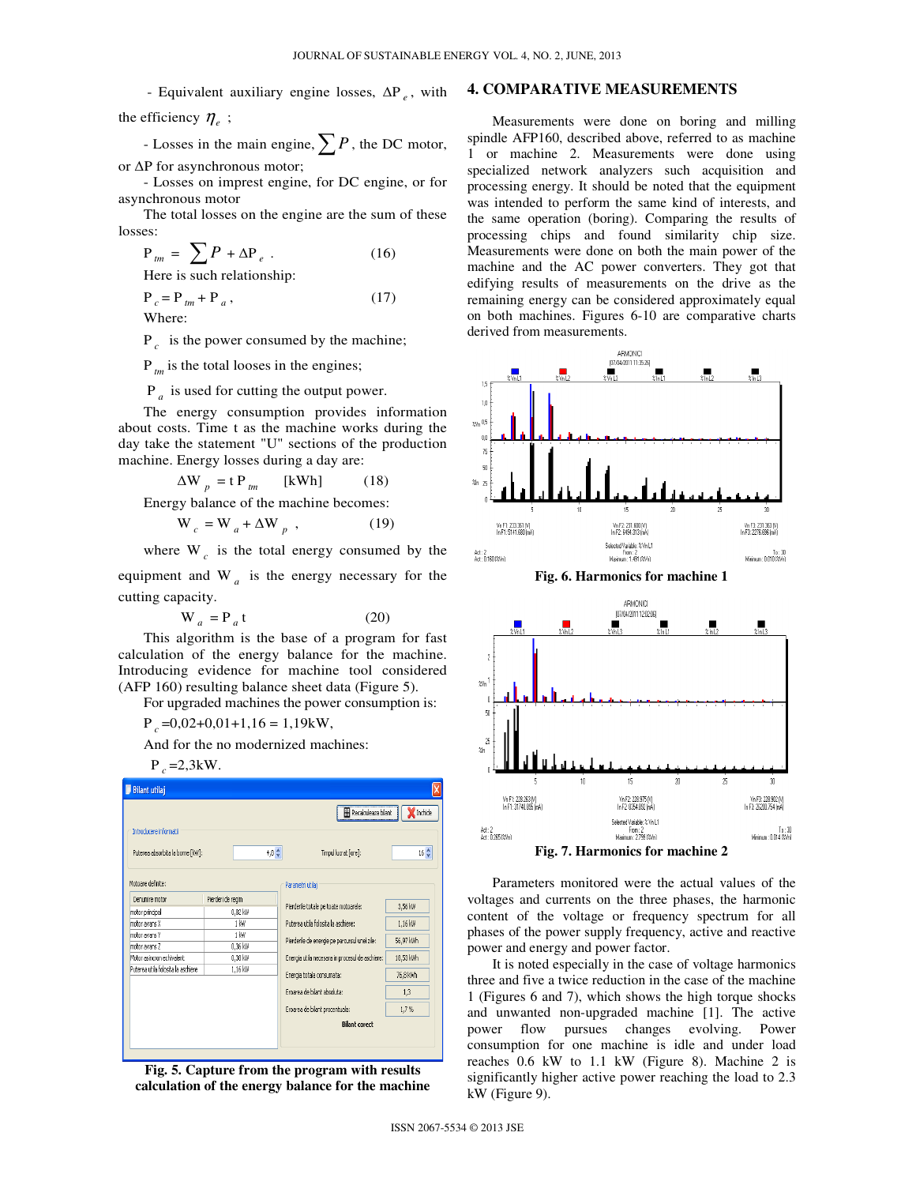- Equivalent auxiliary engine losses, $\Delta P_e$, with the efficiency $\eta_e$ ;

- Losses in the main engine, $\sum P$, the DC motor, or ΔP for asynchronous motor;

- Losses on imprest engine, for DC engine, or for asynchronous motor

The total losses on the engine are the sum of these losses:

$$P_{tm} = \sum P + \Delta P_e \ . \tag{16}$$

Here is such relationship:

$$P_c = P_{tm} + P_a , \tag{17}$$

Where:

$P_c$ is the power consumed by the machine;

$P_{tm}$ is the total looses in the engines;

$P_a$ is used for cutting the output power.

The energy consumption provides information about costs. Time t as the machine works during the day take the statement "U" sections of the production machine. Energy losses during a day are:

$$\Delta W_p = t P_{tm} \quad \text{[kWh]} \tag{18}$$

Energy balance of the machine becomes:

$$W_c = W_a + \Delta W_p , \tag{19}$$

where $W_c$ is the total energy consumed by the equipment and $W_a$ is the energy necessary for the cutting capacity.

$$W_a = P_a t \tag{20}$$

This algorithm is the base of a program for fast calculation of the energy balance for the machine. Introducing evidence for machine tool considered (AFP 160) resulting balance sheet data (Figure 5).

For upgraded machines the power consumption is:

$P_c$=0,02+0,01+1,16 = 1,19kW,

And for the no modernized machines:

$P_c$=2,3kW.

Fig. 5. Capture from the program with results calculation of the energy balance for the machine

## 4. COMPARATIVE MEASUREMENTS

Measurements were done on boring and milling spindle AFP160, described above, referred to as machine 1 or machine 2. Measurements were done using specialized network analyzers such acquisition and processing energy. It should be noted that the equipment was intended to perform the same kind of interests, and the same operation (boring). Comparing the results of processing chips and found similarity chip size. Measurements were done on both the main power of the machine and the AC power converters. They got that edifying results of measurements on the drive as the remaining energy can be considered approximately equal on both machines. Figures 6-10 are comparative charts derived from measurements.

Fig. 6. Harmonics for machine 1

Fig. 7. Harmonics for machine 2

Parameters monitored were the actual values of the voltages and currents on the three phases, the harmonic content of the voltage or frequency spectrum for all phases of the power supply frequency, active and reactive power and energy and power factor.

It is noted especially in the case of voltage harmonics three and five a twice reduction in the case of the machine 1 (Figures 6 and 7), which shows the high torque shocks and unwanted non-upgraded machine [1]. The active power flow pursues changes evolving. Power consumption for one machine is idle and under load reaches 0.6 kW to 1.1 kW (Figure 8). Machine 2 is significantly higher active power reaching the load to 2.3 kW (Figure 9).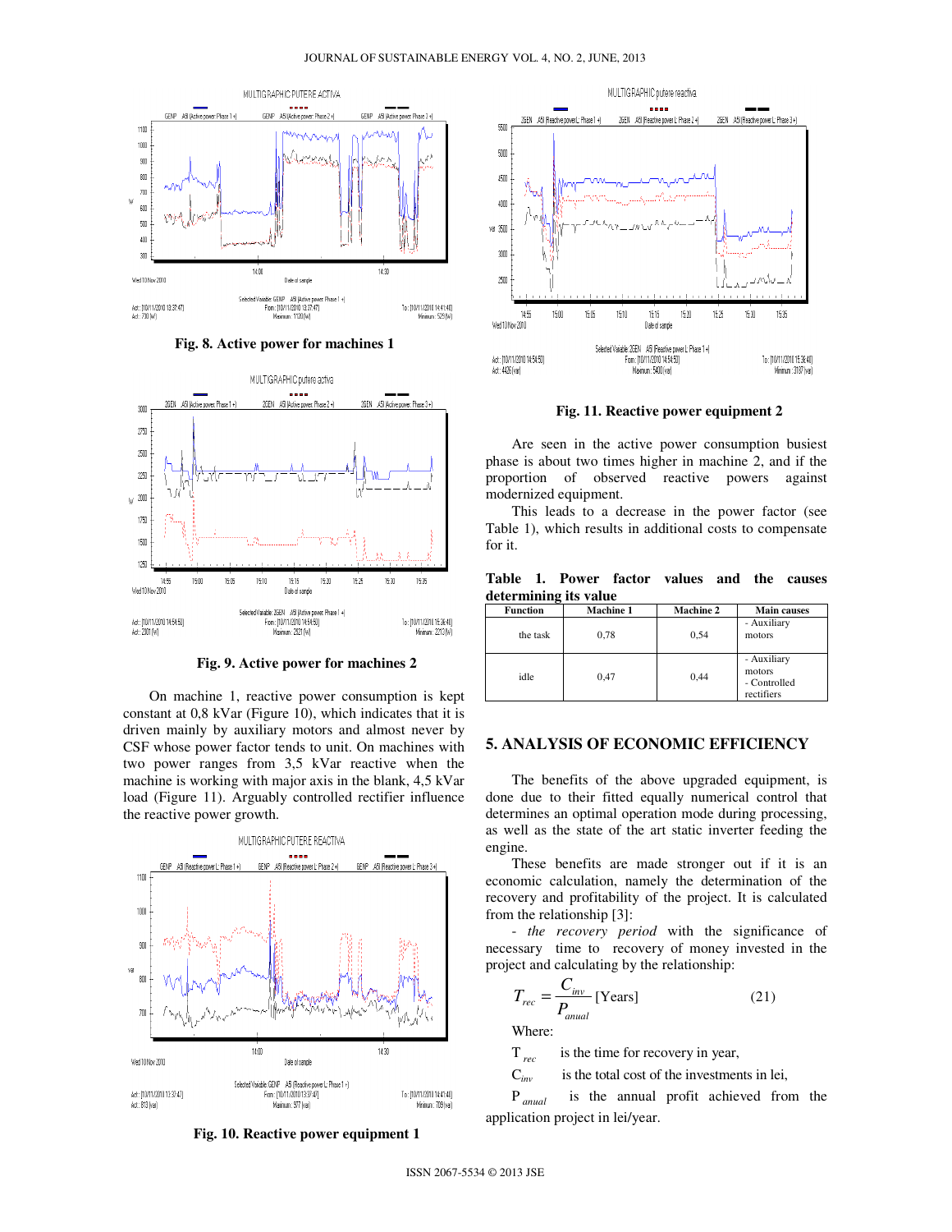Fig. 8. Active power for machines 1

Fig. 9. Active power for machines 2

On machine 1, reactive power consumption is kept constant at 0,8 kVar (Figure 10), which indicates that it is driven mainly by auxiliary motors and almost never by CSF whose power factor tends to unit. On machines with two power ranges from 3,5 kVar reactive when the machine is working with major axis in the blank, 4,5 kVar load (Figure 11). Arguably controlled rectifier influence the reactive power growth.

Fig. 10. Reactive power equipment 1

Fig. 11. Reactive power equipment 2

Are seen in the active power consumption busiest phase is about two times higher in machine 2, and if the proportion of observed reactive powers against modernized equipment.

This leads to a decrease in the power factor (see Table 1), which results in additional costs to compensate for it.

**Table 1. Power factor values and the causes determining its value**

| Function | Machine 1 | Machine 2 | Main causes |
|---|---|---|---|
| the task | 0,78 | 0,54 | - Auxiliary motors |
| idle | 0,47 | 0,44 | - Auxiliary motors<br>- Controlled rectifiers |

## 5. ANALYSIS OF ECONOMIC EFFICIENCY

The benefits of the above upgraded equipment, is done due to their fitted equally numerical control that determines an optimal operation mode during processing, as well as the state of the art static inverter feeding the engine.

These benefits are made stronger out if it is an economic calculation, namely the determination of the recovery and profitability of the project. It is calculated from the relationship [3]:

- *the recovery period* with the significance of necessary time to recovery of money invested in the project and calculating by the relationship:

$$T_{rec} = \frac{C_{inv}}{P_{anual}} \text{ [Years]} \qquad (21)$$

Where:

$T_{rec}$ is the time for recovery in year,

$C_{inv}$ is the total cost of the investments in lei,

$P_{anual}$ is the annual profit achieved from the application project in lei/year.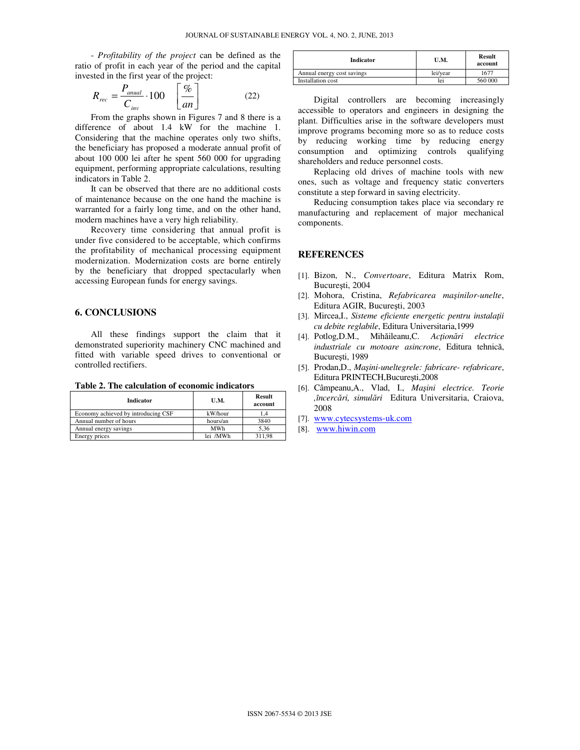- *Profitability of the project* can be defined as the ratio of profit in each year of the period and the capital invested in the first year of the project:

$$R_{rec} = \frac{P_{anual}}{C_{inv}} \cdot 100 \quad \left[\frac{\%}{an}\right] \tag{22}$$

From the graphs shown in Figures 7 and 8 there is a difference of about 1.4 kW for the machine 1. Considering that the machine operates only two shifts, the beneficiary has proposed a moderate annual profit of about 100 000 lei after he spent 560 000 for upgrading equipment, performing appropriate calculations, resulting indicators in Table 2.

It can be observed that there are no additional costs of maintenance because on the one hand the machine is warranted for a fairly long time, and on the other hand, modern machines have a very high reliability.

Recovery time considering that annual profit is under five considered to be acceptable, which confirms the profitability of mechanical processing equipment modernization. Modernization costs are borne entirely by the beneficiary that dropped spectacularly when accessing European funds for energy savings.

## 6. CONCLUSIONS

All these findings support the claim that it demonstrated superiority machinery CNC machined and fitted with variable speed drives to conventional or controlled rectifiers.

**Table 2. The calculation of economic indicators**

| Indicator | U.M. | Result account |
|---|---|---|
| Economy achieved by introducing CSF | kW/hour | 1,4 |
| Annual number of hours | hours/an | 3840 |
| Annual energy savings | MWh | 5,36 |
| Energy prices | lei /MWh | 311,98 |
| Annual energy cost savings | lei/year | 1677 |
| Installation cost | lei | 560 000 |

Digital controllers are becoming increasingly accessible to operators and engineers in designing the plant. Difficulties arise in the software developers must improve programs becoming more so as to reduce costs by reducing working time by reducing energy consumption and optimizing controls qualifying shareholders and reduce personnel costs.

Replacing old drives of machine tools with new ones, such as voltage and frequency static converters constitute a step forward in saving electricity.

Reducing consumption takes place via secondary re manufacturing and replacement of major mechanical components.

## REFERENCES

[1]. Bizon, N., *Convertoare*, Editura Matrix Rom, Bucureşti, 2004

[2]. Mohora, Cristina, *Refabricarea maşinilor-unelte*, Editura AGIR, Bucureşti, 2003

[3]. Mircea,I., *Sisteme eficiente energetic pentru instalaţii cu debite reglabile*, Editura Universitaria,1999

[4]. Potlog,D.M., Mihăileanu,C. *Acţionări electrice industriale cu motoare asincrone*, Editura tehnică, Bucureşti, 1989

[5]. Prodan,D., *Maşini-uneltegrele: fabricare- refabricare*, Editura PRINTECH,Bucureşti,2008

[6]. Câmpeanu,A., Vlad, I., *Maşini electrice. Teorie ,încercări, simulări* Editura Universitaria, Craiova, 2008

[7]. www.cytecsystems-uk.com

[8]. www.hiwin.com